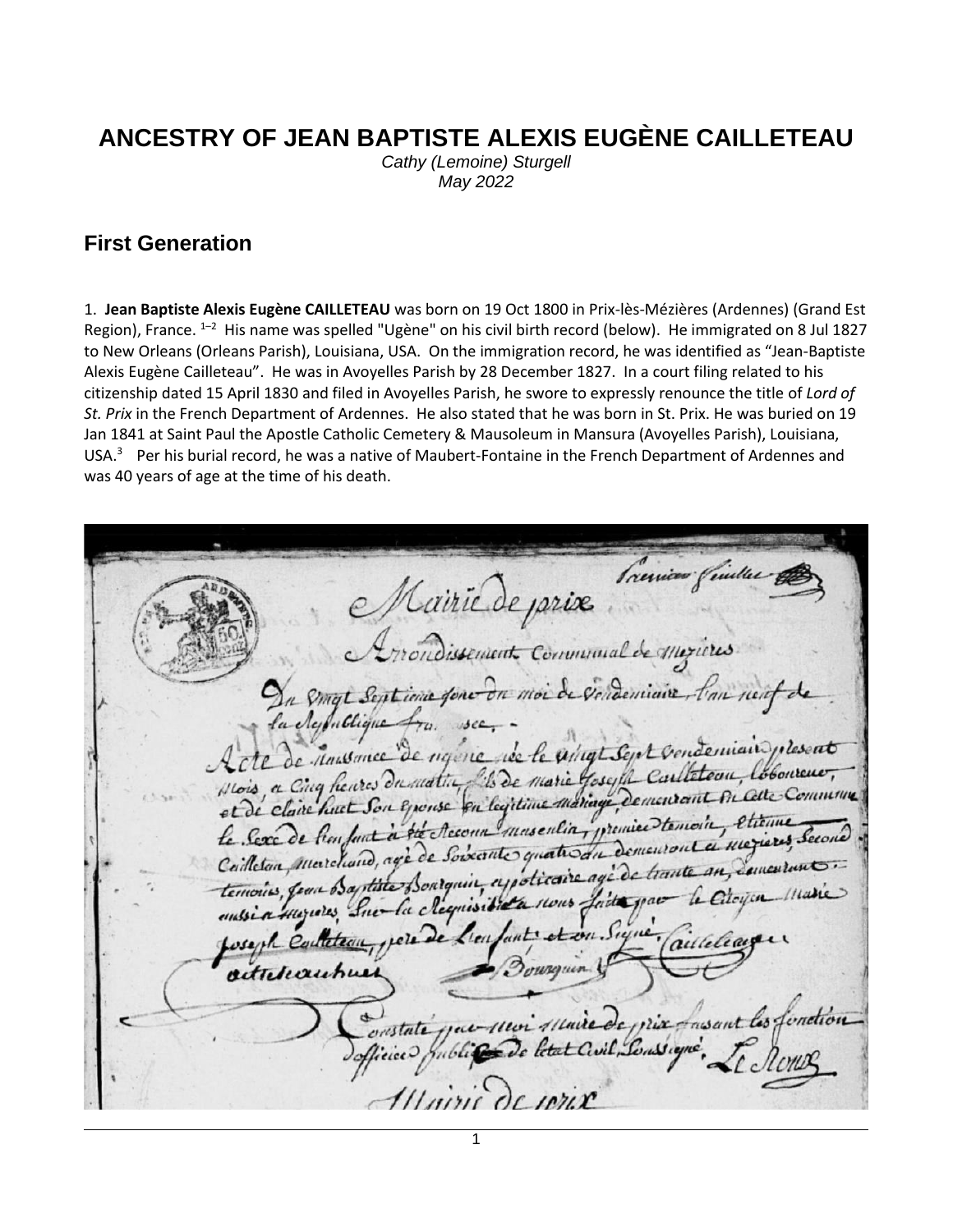# ANCESTRY OF JEAN BAPTISTE ALEXIS EUGÈNE CAILLETEAU

*Cathy (Lemoine) Sturgell*
*May 2022*

## First Generation

1. **Jean Baptiste Alexis Eugène CAILLETEAU** was born on 19 Oct 1800 in Prix-lès-Mézières (Ardennes) (Grand Est Region), France. [1–2] His name was spelled "Ugène" on his civil birth record (below). He immigrated on 8 Jul 1827 to New Orleans (Orleans Parish), Louisiana, USA. On the immigration record, he was identified as "Jean-Baptiste Alexis Eugène Cailleteau". He was in Avoyelles Parish by 28 December 1827. In a court filing related to his citizenship dated 15 April 1830 and filed in Avoyelles Parish, he swore to expressly renounce the title of *Lord of St. Prix* in the French Department of Ardennes. He also stated that he was born in St. Prix. He was buried on 19 Jan 1841 at Saint Paul the Apostle Catholic Cemetery & Mausoleum in Mansura (Avoyelles Parish), Louisiana, USA.[3] Per his burial record, he was a native of Maubert-Fontaine in the French Department of Ardennes and was 40 years of age at the time of his death.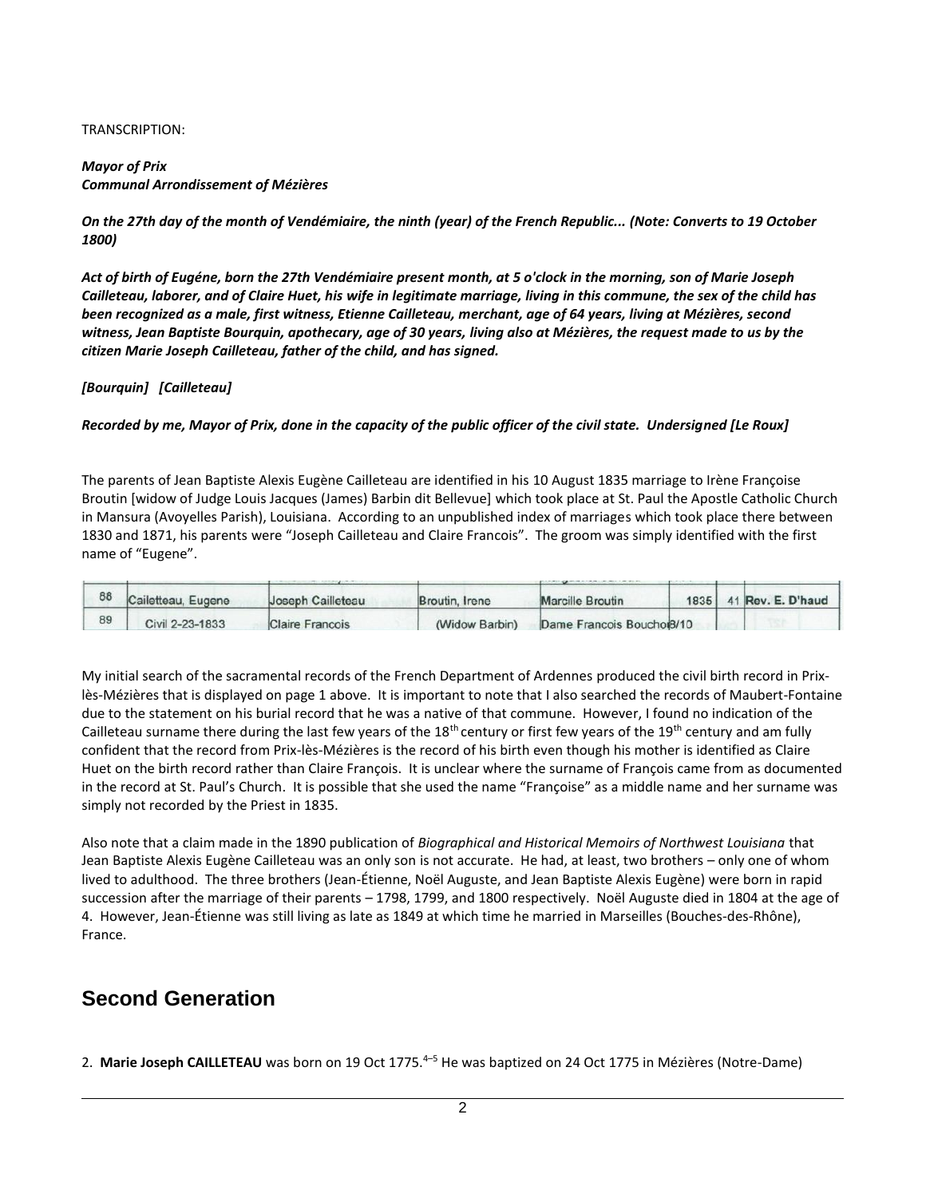TRANSCRIPTION:

***Mayor of Prix***
***Communal Arrondissement of Mézières***

***On the 27th day of the month of Vendémiaire, the ninth (year) of the French Republic... (Note: Converts to 19 October 1800)***

***Act of birth of Eugéne, born the 27th Vendémiaire present month, at 5 o'clock in the morning, son of Marie Joseph Cailleteau, laborer, and of Claire Huet, his wife in legitimate marriage, living in this commune, the sex of the child has been recognized as a male, first witness, Etienne Cailleteau, merchant, age of 64 years, living at Mézières, second witness, Jean Baptiste Bourquin, apothecary, age of 30 years, living also at Mézières, the request made to us by the citizen Marie Joseph Cailleteau, father of the child, and has signed.***

***[Bourquin] [Cailleteau]***

***Recorded by me, Mayor of Prix, done in the capacity of the public officer of the civil state. Undersigned [Le Roux]***

The parents of Jean Baptiste Alexis Eugène Cailleteau are identified in his 10 August 1835 marriage to Irène Françoise Broutin [widow of Judge Louis Jacques (James) Barbin dit Bellevue] which took place at St. Paul the Apostle Catholic Church in Mansura (Avoyelles Parish), Louisiana. According to an unpublished index of marriages which took place there between 1830 and 1871, his parents were "Joseph Cailleteau and Claire Francois". The groom was simply identified with the first name of "Eugene".

| 88 | Cailetteau, Eugene | Joseph Cailleteau | Broutin, Irene | Marcille Broutin | 1835 | 41 | Rev. E. D'haud |
|---|---|---|---|---|---|---|---|
| 89 | Civil 2-23-1833 | Claire Francois | (Widow Barbin) | Dame Francois Bouchor | 8/10 | | |

My initial search of the sacramental records of the French Department of Ardennes produced the civil birth record in Prix-lès-Mézières that is displayed on page 1 above. It is important to note that I also searched the records of Maubert-Fontaine due to the statement on his burial record that he was a native of that commune. However, I found no indication of the Cailleteau surname there during the last few years of the 18th century or first few years of the 19th century and am fully confident that the record from Prix-lès-Mézières is the record of his birth even though his mother is identified as Claire Huet on the birth record rather than Claire François. It is unclear where the surname of François came from as documented in the record at St. Paul's Church. It is possible that she used the name "Françoise" as a middle name and her surname was simply not recorded by the Priest in 1835.

Also note that a claim made in the 1890 publication of *Biographical and Historical Memoirs of Northwest Louisiana* that Jean Baptiste Alexis Eugène Cailleteau was an only son is not accurate. He had, at least, two brothers – only one of whom lived to adulthood. The three brothers (Jean-Étienne, Noël Auguste, and Jean Baptiste Alexis Eugène) were born in rapid succession after the marriage of their parents – 1798, 1799, and 1800 respectively. Noël Auguste died in 1804 at the age of 4. However, Jean-Étienne was still living as late as 1849 at which time he married in Marseilles (Bouches-des-Rhône), France.

## Second Generation

2. **Marie Joseph CAILLETEAU** was born on 19 Oct 1775.[4–5] He was baptized on 24 Oct 1775 in Mézières (Notre-Dame)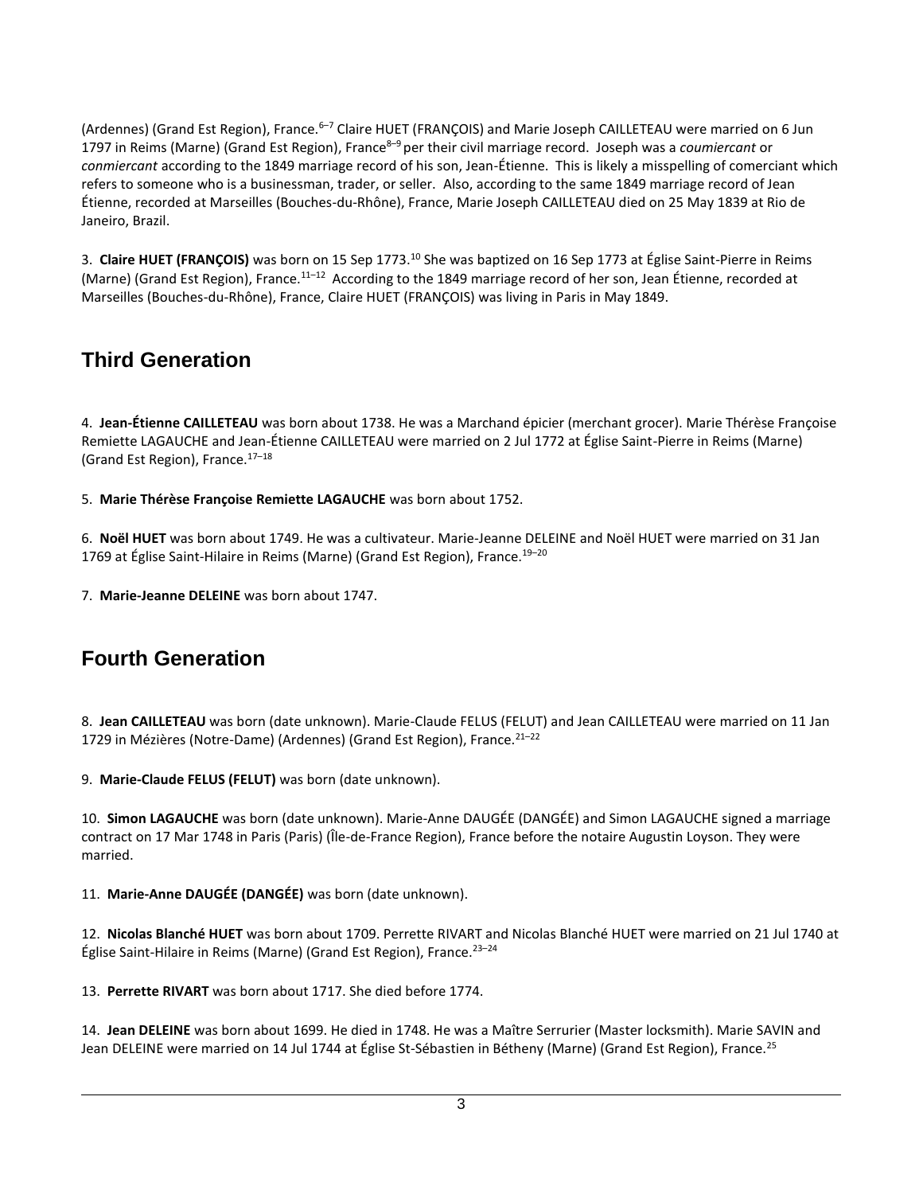(Ardennes) (Grand Est Region), France.[6–7] Claire HUET (FRANÇOIS) and Marie Joseph CAILLETEAU were married on 6 Jun 1797 in Reims (Marne) (Grand Est Region), France[8–9] per their civil marriage record. Joseph was a *coumiercant* or *conmiercant* according to the 1849 marriage record of his son, Jean-Étienne. This is likely a misspelling of comerciant which refers to someone who is a businessman, trader, or seller. Also, according to the same 1849 marriage record of Jean Étienne, recorded at Marseilles (Bouches-du-Rhône), France, Marie Joseph CAILLETEAU died on 25 May 1839 at Rio de Janeiro, Brazil.

3. **Claire HUET (FRANÇOIS)** was born on 15 Sep 1773.[10] She was baptized on 16 Sep 1773 at Église Saint-Pierre in Reims (Marne) (Grand Est Region), France.[11–12] According to the 1849 marriage record of her son, Jean Étienne, recorded at Marseilles (Bouches-du-Rhône), France, Claire HUET (FRANÇOIS) was living in Paris in May 1849.

## Third Generation

4. **Jean-Étienne CAILLETEAU** was born about 1738. He was a Marchand épicier (merchant grocer). Marie Thérèse Françoise Remiette LAGAUCHE and Jean-Étienne CAILLETEAU were married on 2 Jul 1772 at Église Saint-Pierre in Reims (Marne) (Grand Est Region), France.[17–18]

5. **Marie Thérèse Françoise Remiette LAGAUCHE** was born about 1752.

6. **Noël HUET** was born about 1749. He was a cultivateur. Marie-Jeanne DELEINE and Noël HUET were married on 31 Jan 1769 at Église Saint-Hilaire in Reims (Marne) (Grand Est Region), France.[19–20]

7. **Marie-Jeanne DELEINE** was born about 1747.

## Fourth Generation

8. **Jean CAILLETEAU** was born (date unknown). Marie-Claude FELUS (FELUT) and Jean CAILLETEAU were married on 11 Jan 1729 in Mézières (Notre-Dame) (Ardennes) (Grand Est Region), France.[21–22]

9. **Marie-Claude FELUS (FELUT)** was born (date unknown).

10. **Simon LAGAUCHE** was born (date unknown). Marie-Anne DAUGÉE (DANGÉE) and Simon LAGAUCHE signed a marriage contract on 17 Mar 1748 in Paris (Paris) (Île-de-France Region), France before the notaire Augustin Loyson. They were married.

11. **Marie-Anne DAUGÉE (DANGÉE)** was born (date unknown).

12. **Nicolas Blanché HUET** was born about 1709. Perrette RIVART and Nicolas Blanché HUET were married on 21 Jul 1740 at Église Saint-Hilaire in Reims (Marne) (Grand Est Region), France.[23–24]

13. **Perrette RIVART** was born about 1717. She died before 1774.

14. **Jean DELEINE** was born about 1699. He died in 1748. He was a Maître Serrurier (Master locksmith). Marie SAVIN and Jean DELEINE were married on 14 Jul 1744 at Église St-Sébastien in Bétheny (Marne) (Grand Est Region), France.[25]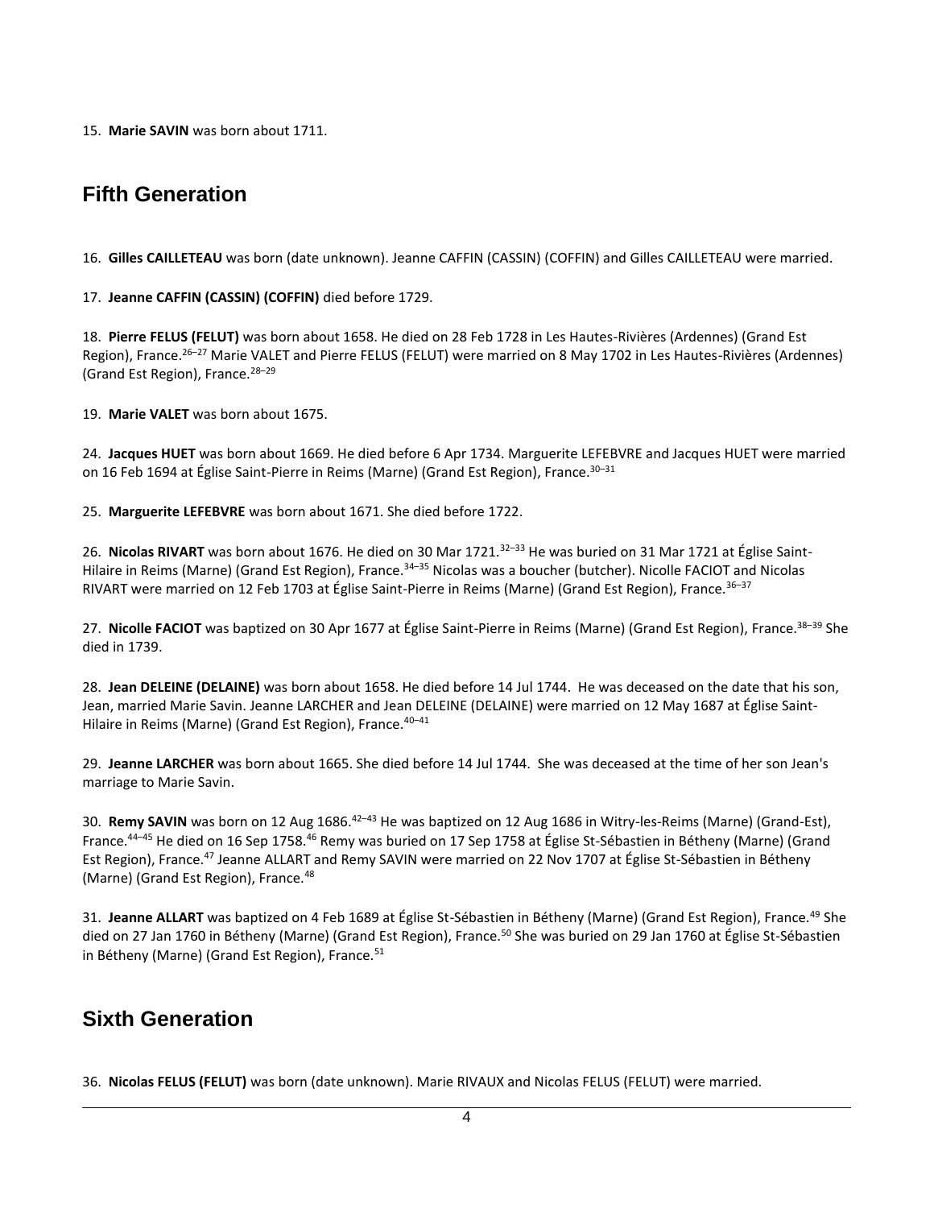15. **Marie SAVIN** was born about 1711.

## Fifth Generation

16. **Gilles CAILLETEAU** was born (date unknown). Jeanne CAFFIN (CASSIN) (COFFIN) and Gilles CAILLETEAU were married.

17. **Jeanne CAFFIN (CASSIN) (COFFIN)** died before 1729.

18. **Pierre FELUS (FELUT)** was born about 1658. He died on 28 Feb 1728 in Les Hautes-Rivières (Ardennes) (Grand Est Region), France.[26–27] Marie VALET and Pierre FELUS (FELUT) were married on 8 May 1702 in Les Hautes-Rivières (Ardennes) (Grand Est Region), France.[28–29]

19. **Marie VALET** was born about 1675.

24. **Jacques HUET** was born about 1669. He died before 6 Apr 1734. Marguerite LEFEBVRE and Jacques HUET were married on 16 Feb 1694 at Église Saint-Pierre in Reims (Marne) (Grand Est Region), France.[30–31]

25. **Marguerite LEFEBVRE** was born about 1671. She died before 1722.

26. **Nicolas RIVART** was born about 1676. He died on 30 Mar 1721.[32–33] He was buried on 31 Mar 1721 at Église Saint-Hilaire in Reims (Marne) (Grand Est Region), France.[34–35] Nicolas was a boucher (butcher). Nicolle FACIOT and Nicolas RIVART were married on 12 Feb 1703 at Église Saint-Pierre in Reims (Marne) (Grand Est Region), France.[36–37]

27. **Nicolle FACIOT** was baptized on 30 Apr 1677 at Église Saint-Pierre in Reims (Marne) (Grand Est Region), France.[38–39] She died in 1739.

28. **Jean DELEINE (DELAINE)** was born about 1658. He died before 14 Jul 1744. He was deceased on the date that his son, Jean, married Marie Savin. Jeanne LARCHER and Jean DELEINE (DELAINE) were married on 12 May 1687 at Église Saint-Hilaire in Reims (Marne) (Grand Est Region), France.[40–41]

29. **Jeanne LARCHER** was born about 1665. She died before 14 Jul 1744. She was deceased at the time of her son Jean's marriage to Marie Savin.

30. **Remy SAVIN** was born on 12 Aug 1686.[42–43] He was baptized on 12 Aug 1686 in Witry-les-Reims (Marne) (Grand-Est), France.[44–45] He died on 16 Sep 1758.[46] Remy was buried on 17 Sep 1758 at Église St-Sébastien in Bétheny (Marne) (Grand Est Region), France.[47] Jeanne ALLART and Remy SAVIN were married on 22 Nov 1707 at Église St-Sébastien in Bétheny (Marne) (Grand Est Region), France.[48]

31. **Jeanne ALLART** was baptized on 4 Feb 1689 at Église St-Sébastien in Bétheny (Marne) (Grand Est Region), France.[49] She died on 27 Jan 1760 in Bétheny (Marne) (Grand Est Region), France.[50] She was buried on 29 Jan 1760 at Église St-Sébastien in Bétheny (Marne) (Grand Est Region), France.[51]

## Sixth Generation

36. **Nicolas FELUS (FELUT)** was born (date unknown). Marie RIVAUX and Nicolas FELUS (FELUT) were married.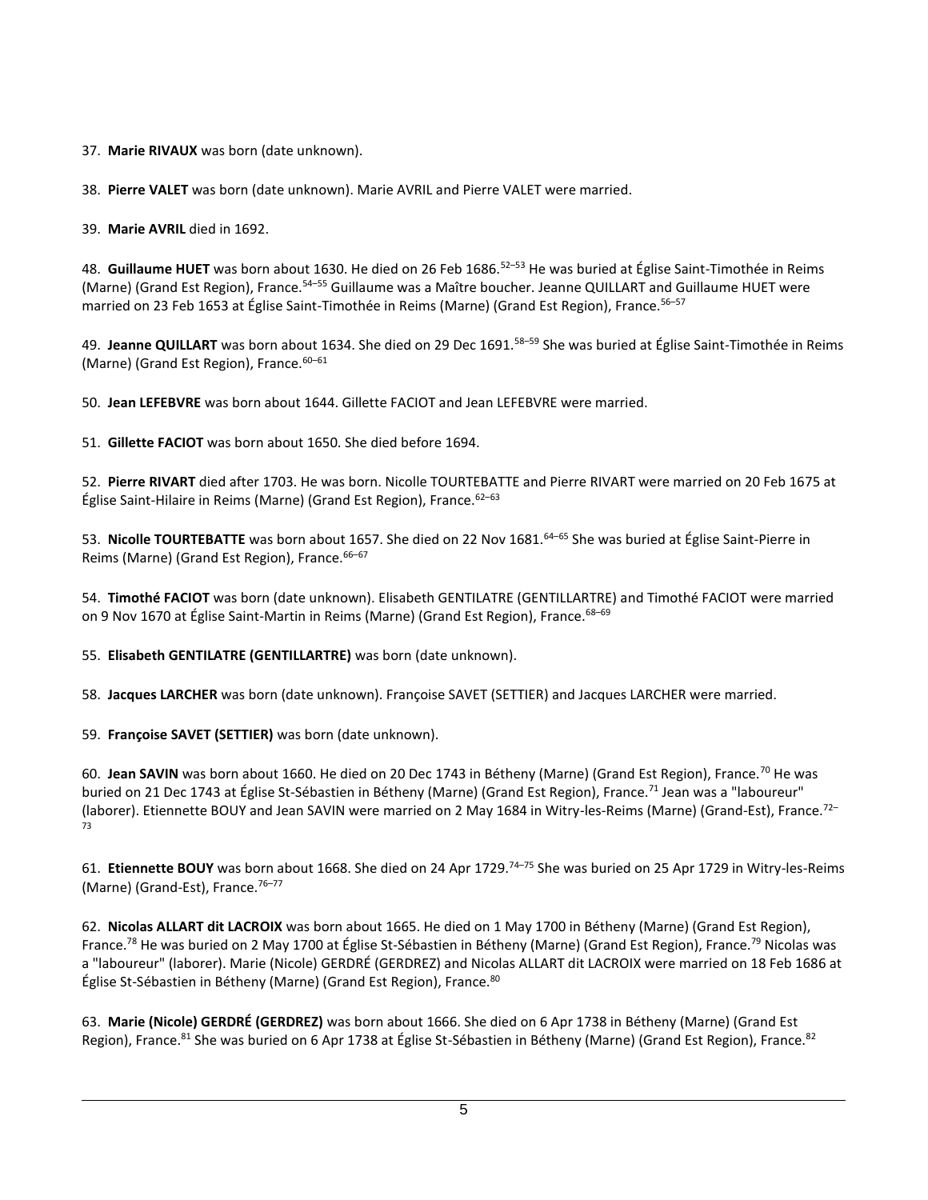37. **Marie RIVAUX** was born (date unknown).

38. **Pierre VALET** was born (date unknown). Marie AVRIL and Pierre VALET were married.

39. **Marie AVRIL** died in 1692.

48. **Guillaume HUET** was born about 1630. He died on 26 Feb 1686.[52–53] He was buried at Église Saint-Timothée in Reims (Marne) (Grand Est Region), France.[54–55] Guillaume was a Maître boucher. Jeanne QUILLART and Guillaume HUET were married on 23 Feb 1653 at Église Saint-Timothée in Reims (Marne) (Grand Est Region), France.[56–57]

49. **Jeanne QUILLART** was born about 1634. She died on 29 Dec 1691.[58–59] She was buried at Église Saint-Timothée in Reims (Marne) (Grand Est Region), France.[60–61]

50. **Jean LEFEBVRE** was born about 1644. Gillette FACIOT and Jean LEFEBVRE were married.

51. **Gillette FACIOT** was born about 1650. She died before 1694.

52. **Pierre RIVART** died after 1703. He was born. Nicolle TOURTEBATTE and Pierre RIVART were married on 20 Feb 1675 at Église Saint-Hilaire in Reims (Marne) (Grand Est Region), France.[62–63]

53. **Nicolle TOURTEBATTE** was born about 1657. She died on 22 Nov 1681.[64–65] She was buried at Église Saint-Pierre in Reims (Marne) (Grand Est Region), France.[66–67]

54. **Timothé FACIOT** was born (date unknown). Elisabeth GENTILATRE (GENTILLARTRE) and Timothé FACIOT were married on 9 Nov 1670 at Église Saint-Martin in Reims (Marne) (Grand Est Region), France.[68–69]

55. **Elisabeth GENTILATRE (GENTILLARTRE)** was born (date unknown).

58. **Jacques LARCHER** was born (date unknown). Françoise SAVET (SETTIER) and Jacques LARCHER were married.

59. **Françoise SAVET (SETTIER)** was born (date unknown).

60. **Jean SAVIN** was born about 1660. He died on 20 Dec 1743 in Bétheny (Marne) (Grand Est Region), France.[70] He was buried on 21 Dec 1743 at Église St-Sébastien in Bétheny (Marne) (Grand Est Region), France.[71] Jean was a "laboureur" (laborer). Etiennette BOUY and Jean SAVIN were married on 2 May 1684 in Witry-les-Reims (Marne) (Grand-Est), France.[72–73]

61. **Etiennette BOUY** was born about 1668. She died on 24 Apr 1729.[74–75] She was buried on 25 Apr 1729 in Witry-les-Reims (Marne) (Grand-Est), France.[76–77]

62. **Nicolas ALLART dit LACROIX** was born about 1665. He died on 1 May 1700 in Bétheny (Marne) (Grand Est Region), France.[78] He was buried on 2 May 1700 at Église St-Sébastien in Bétheny (Marne) (Grand Est Region), France.[79] Nicolas was a "laboureur" (laborer). Marie (Nicole) GERDRÉ (GERDREZ) and Nicolas ALLART dit LACROIX were married on 18 Feb 1686 at Église St-Sébastien in Bétheny (Marne) (Grand Est Region), France.[80]

63. **Marie (Nicole) GERDRÉ (GERDREZ)** was born about 1666. She died on 6 Apr 1738 in Bétheny (Marne) (Grand Est Region), France.[81] She was buried on 6 Apr 1738 at Église St-Sébastien in Bétheny (Marne) (Grand Est Region), France.[82]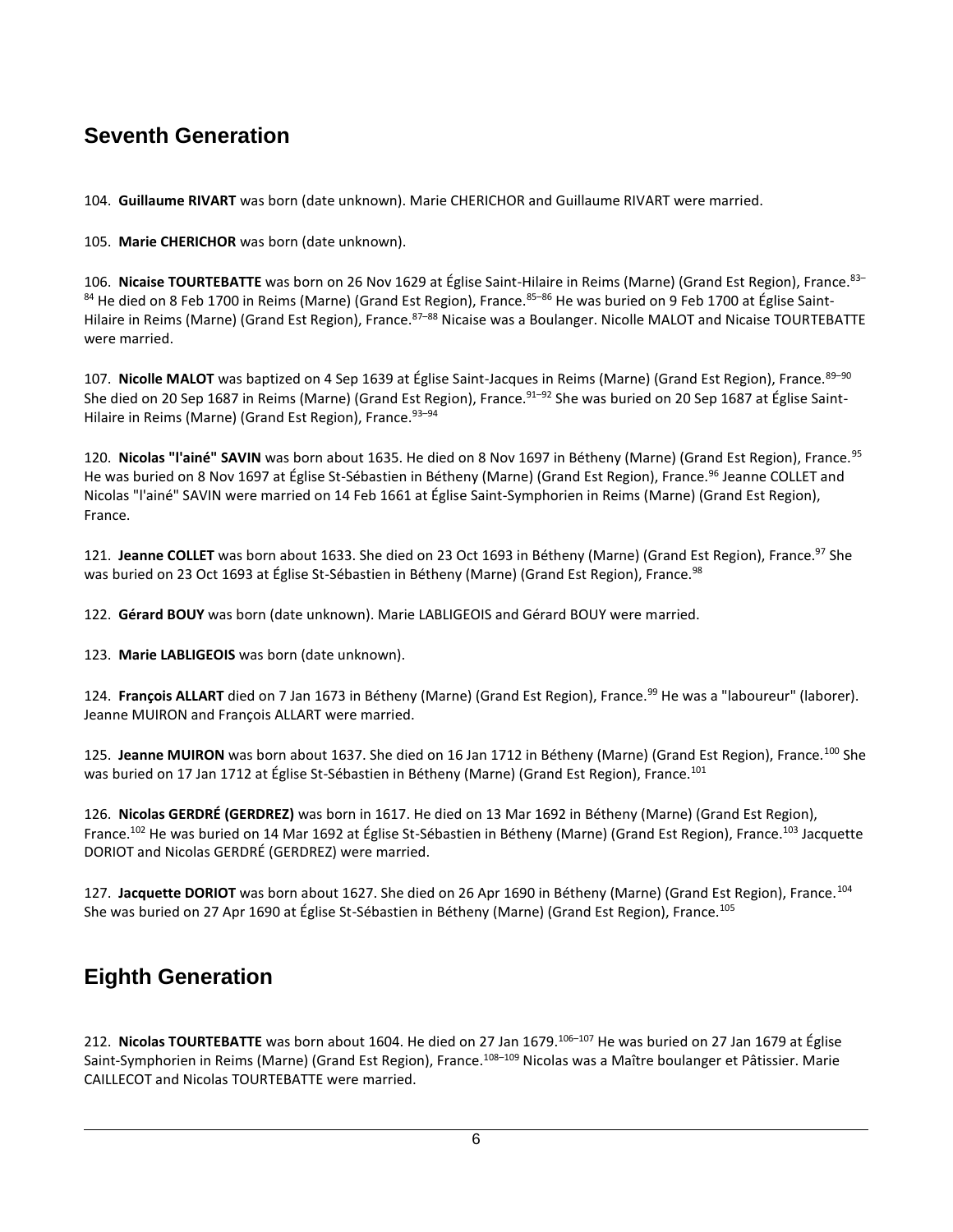## Seventh Generation

104. **Guillaume RIVART** was born (date unknown). Marie CHERICHOR and Guillaume RIVART were married.

105. **Marie CHERICHOR** was born (date unknown).

106. **Nicaise TOURTEBATTE** was born on 26 Nov 1629 at Église Saint-Hilaire in Reims (Marne) (Grand Est Region), France.[83–84] He died on 8 Feb 1700 in Reims (Marne) (Grand Est Region), France.[85–86] He was buried on 9 Feb 1700 at Église Saint-Hilaire in Reims (Marne) (Grand Est Region), France.[87–88] Nicaise was a Boulanger. Nicolle MALOT and Nicaise TOURTEBATTE were married.

107. **Nicolle MALOT** was baptized on 4 Sep 1639 at Église Saint-Jacques in Reims (Marne) (Grand Est Region), France.[89–90] She died on 20 Sep 1687 in Reims (Marne) (Grand Est Region), France.[91–92] She was buried on 20 Sep 1687 at Église Saint-Hilaire in Reims (Marne) (Grand Est Region), France.[93–94]

120. **Nicolas "l'ainé" SAVIN** was born about 1635. He died on 8 Nov 1697 in Bétheny (Marne) (Grand Est Region), France.[95] He was buried on 8 Nov 1697 at Église St-Sébastien in Bétheny (Marne) (Grand Est Region), France.[96] Jeanne COLLET and Nicolas "l'ainé" SAVIN were married on 14 Feb 1661 at Église Saint-Symphorien in Reims (Marne) (Grand Est Region), France.

121. **Jeanne COLLET** was born about 1633. She died on 23 Oct 1693 in Bétheny (Marne) (Grand Est Region), France.[97] She was buried on 23 Oct 1693 at Église St-Sébastien in Bétheny (Marne) (Grand Est Region), France.[98]

122. **Gérard BOUY** was born (date unknown). Marie LABLIGEOIS and Gérard BOUY were married.

123. **Marie LABLIGEOIS** was born (date unknown).

124. **François ALLART** died on 7 Jan 1673 in Bétheny (Marne) (Grand Est Region), France.[99] He was a "laboureur" (laborer). Jeanne MUIRON and François ALLART were married.

125. **Jeanne MUIRON** was born about 1637. She died on 16 Jan 1712 in Bétheny (Marne) (Grand Est Region), France.[100] She was buried on 17 Jan 1712 at Église St-Sébastien in Bétheny (Marne) (Grand Est Region), France.[101]

126. **Nicolas GERDRÉ (GERDREZ)** was born in 1617. He died on 13 Mar 1692 in Bétheny (Marne) (Grand Est Region), France.[102] He was buried on 14 Mar 1692 at Église St-Sébastien in Bétheny (Marne) (Grand Est Region), France.[103] Jacquette DORIOT and Nicolas GERDRÉ (GERDREZ) were married.

127. **Jacquette DORIOT** was born about 1627. She died on 26 Apr 1690 in Bétheny (Marne) (Grand Est Region), France.[104] She was buried on 27 Apr 1690 at Église St-Sébastien in Bétheny (Marne) (Grand Est Region), France.[105]

## Eighth Generation

212. **Nicolas TOURTEBATTE** was born about 1604. He died on 27 Jan 1679.[106–107] He was buried on 27 Jan 1679 at Église Saint-Symphorien in Reims (Marne) (Grand Est Region), France.[108–109] Nicolas was a Maître boulanger et Pâtissier. Marie CAILLECOT and Nicolas TOURTEBATTE were married.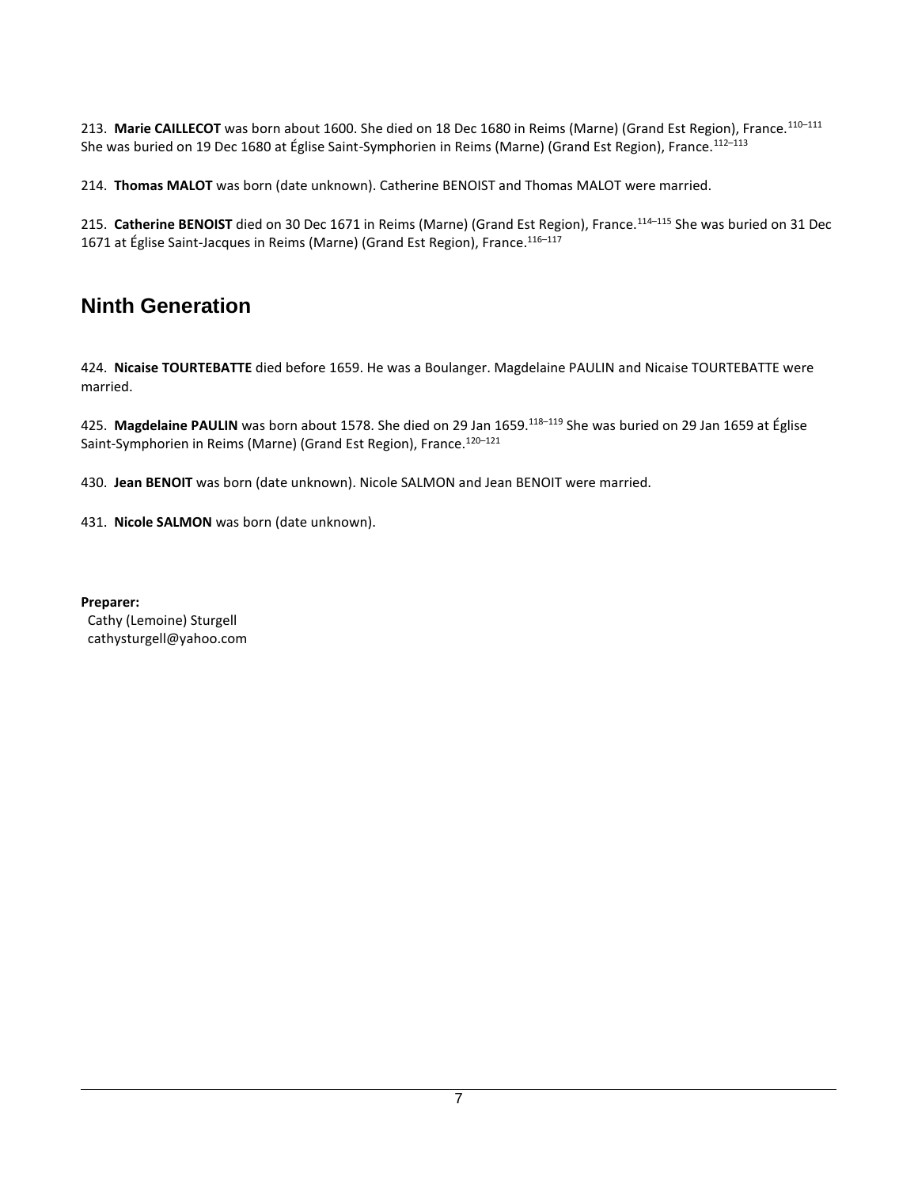213. **Marie CAILLECOT** was born about 1600. She died on 18 Dec 1680 in Reims (Marne) (Grand Est Region), France.[110–111] She was buried on 19 Dec 1680 at Église Saint-Symphorien in Reims (Marne) (Grand Est Region), France.[112–113]

214. **Thomas MALOT** was born (date unknown). Catherine BENOIST and Thomas MALOT were married.

215. **Catherine BENOIST** died on 30 Dec 1671 in Reims (Marne) (Grand Est Region), France.[114–115] She was buried on 31 Dec 1671 at Église Saint-Jacques in Reims (Marne) (Grand Est Region), France.[116–117]

## Ninth Generation

424. **Nicaise TOURTEBATTE** died before 1659. He was a Boulanger. Magdelaine PAULIN and Nicaise TOURTEBATTE were married.

425. **Magdelaine PAULIN** was born about 1578. She died on 29 Jan 1659.[118–119] She was buried on 29 Jan 1659 at Église Saint-Symphorien in Reims (Marne) (Grand Est Region), France.[120–121]

430. **Jean BENOIT** was born (date unknown). Nicole SALMON and Jean BENOIT were married.

431. **Nicole SALMON** was born (date unknown).

**Preparer:**
Cathy (Lemoine) Sturgell
cathysturgell@yahoo.com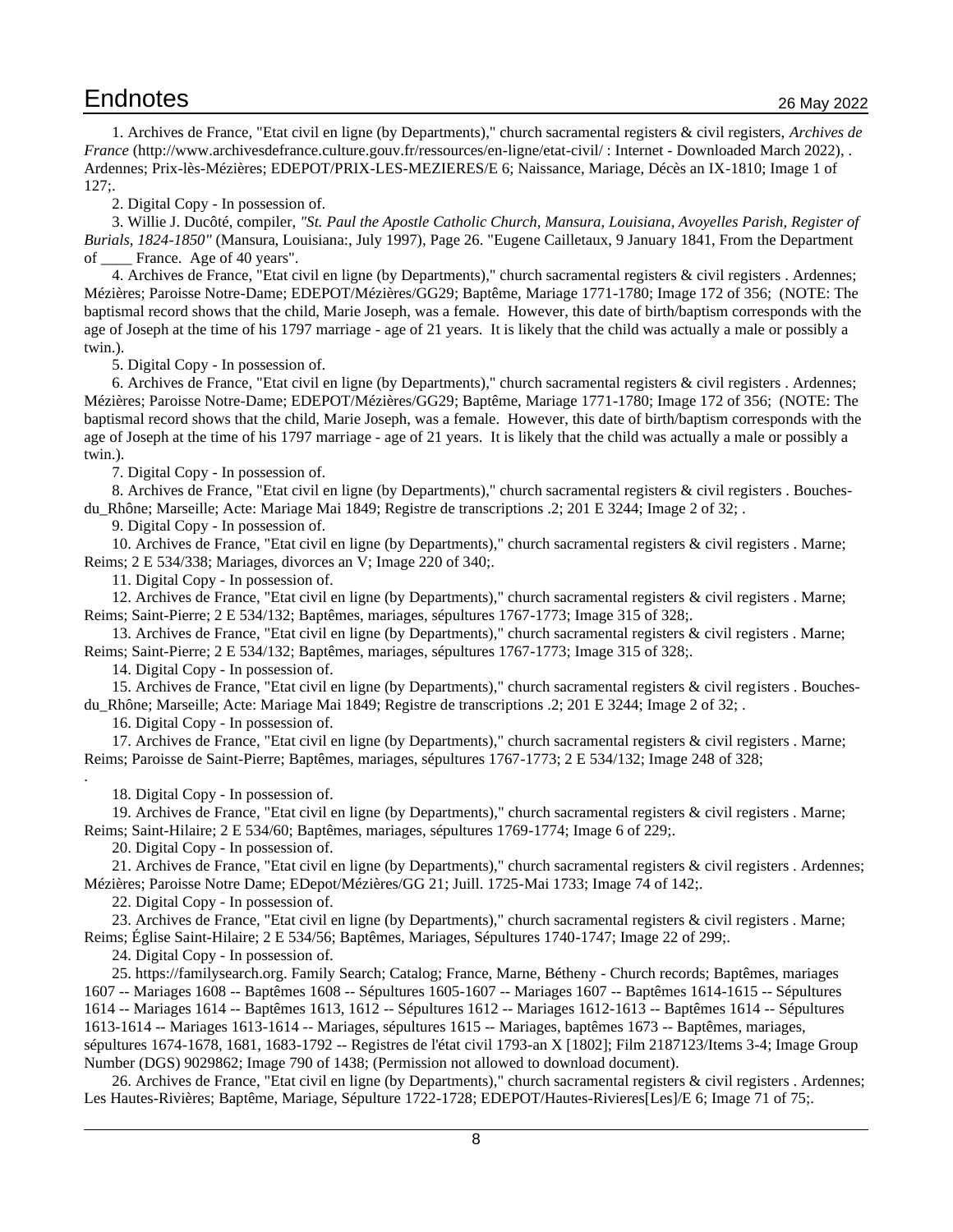# Endnotes

26 May 2022

1. Archives de France, "Etat civil en ligne (by Departments)," church sacramental registers & civil registers, *Archives de France* (http://www.archivesdefrance.culture.gouv.fr/ressources/en-ligne/etat-civil/ : Internet - Downloaded March 2022), . Ardennes; Prix-lès-Mézières; EDEPOT/PRIX-LES-MEZIERES/E 6; Naissance, Mariage, Décès an IX-1810; Image 1 of 127;.

2. Digital Copy - In possession of.

3. Willie J. Ducôté, compiler, *"St. Paul the Apostle Catholic Church, Mansura, Louisiana, Avoyelles Parish, Register of Burials, 1824-1850"* (Mansura, Louisiana:, July 1997), Page 26. "Eugene Cailletaux, 9 January 1841, From the Department of ____ France. Age of 40 years".

4. Archives de France, "Etat civil en ligne (by Departments)," church sacramental registers & civil registers . Ardennes; Mézières; Paroisse Notre-Dame; EDEPOT/Mézières/GG29; Baptême, Mariage 1771-1780; Image 172 of 356; (NOTE: The baptismal record shows that the child, Marie Joseph, was a female. However, this date of birth/baptism corresponds with the age of Joseph at the time of his 1797 marriage - age of 21 years. It is likely that the child was actually a male or possibly a twin.).

5. Digital Copy - In possession of.

6. Archives de France, "Etat civil en ligne (by Departments)," church sacramental registers & civil registers . Ardennes; Mézières; Paroisse Notre-Dame; EDEPOT/Mézières/GG29; Baptême, Mariage 1771-1780; Image 172 of 356; (NOTE: The baptismal record shows that the child, Marie Joseph, was a female. However, this date of birth/baptism corresponds with the age of Joseph at the time of his 1797 marriage - age of 21 years. It is likely that the child was actually a male or possibly a twin.).

7. Digital Copy - In possession of.

8. Archives de France, "Etat civil en ligne (by Departments)," church sacramental registers & civil registers . Bouches-du_Rhône; Marseille; Acte: Mariage Mai 1849; Registre de transcriptions .2; 201 E 3244; Image 2 of 32; .

9. Digital Copy - In possession of.

10. Archives de France, "Etat civil en ligne (by Departments)," church sacramental registers & civil registers . Marne; Reims; 2 E 534/338; Mariages, divorces an V; Image 220 of 340;.

11. Digital Copy - In possession of.

12. Archives de France, "Etat civil en ligne (by Departments)," church sacramental registers & civil registers . Marne; Reims; Saint-Pierre; 2 E 534/132; Baptêmes, mariages, sépultures 1767-1773; Image 315 of 328;.

13. Archives de France, "Etat civil en ligne (by Departments)," church sacramental registers & civil registers . Marne; Reims; Saint-Pierre; 2 E 534/132; Baptêmes, mariages, sépultures 1767-1773; Image 315 of 328;.

14. Digital Copy - In possession of.

15. Archives de France, "Etat civil en ligne (by Departments)," church sacramental registers & civil registers . Bouches-du_Rhône; Marseille; Acte: Mariage Mai 1849; Registre de transcriptions .2; 201 E 3244; Image 2 of 32; .

16. Digital Copy - In possession of.

17. Archives de France, "Etat civil en ligne (by Departments)," church sacramental registers & civil registers . Marne; Reims; Paroisse de Saint-Pierre; Baptêmes, mariages, sépultures 1767-1773; 2 E 534/132; Image 248 of 328;
.

18. Digital Copy - In possession of.

19. Archives de France, "Etat civil en ligne (by Departments)," church sacramental registers & civil registers . Marne; Reims; Saint-Hilaire; 2 E 534/60; Baptêmes, mariages, sépultures 1769-1774; Image 6 of 229;.

20. Digital Copy - In possession of.

21. Archives de France, "Etat civil en ligne (by Departments)," church sacramental registers & civil registers . Ardennes; Mézières; Paroisse Notre Dame; EDepot/Mézières/GG 21; Juill. 1725-Mai 1733; Image 74 of 142;.

22. Digital Copy - In possession of.

23. Archives de France, "Etat civil en ligne (by Departments)," church sacramental registers & civil registers . Marne; Reims; Église Saint-Hilaire; 2 E 534/56; Baptêmes, Mariages, Sépultures 1740-1747; Image 22 of 299;.

24. Digital Copy - In possession of.

25. https://familysearch.org. Family Search; Catalog; France, Marne, Bétheny - Church records; Baptêmes, mariages 1607 -- Mariages 1608 -- Baptêmes 1608 -- Sépultures 1605-1607 -- Mariages 1607 -- Baptêmes 1614-1615 -- Sépultures 1614 -- Mariages 1614 -- Baptêmes 1613, 1612 -- Sépultures 1612 -- Mariages 1612-1613 -- Baptêmes 1614 -- Sépultures 1613-1614 -- Mariages 1613-1614 -- Mariages, sépultures 1615 -- Mariages, baptêmes 1673 -- Baptêmes, mariages, sépultures 1674-1678, 1681, 1683-1792 -- Registres de l'état civil 1793-an X [1802]; Film 2187123/Items 3-4; Image Group Number (DGS) 9029862; Image 790 of 1438; (Permission not allowed to download document).

26. Archives de France, "Etat civil en ligne (by Departments)," church sacramental registers & civil registers . Ardennes; Les Hautes-Rivières; Baptême, Mariage, Sépulture 1722-1728; EDEPOT/Hautes-Rivieres[Les]/E 6; Image 71 of 75;.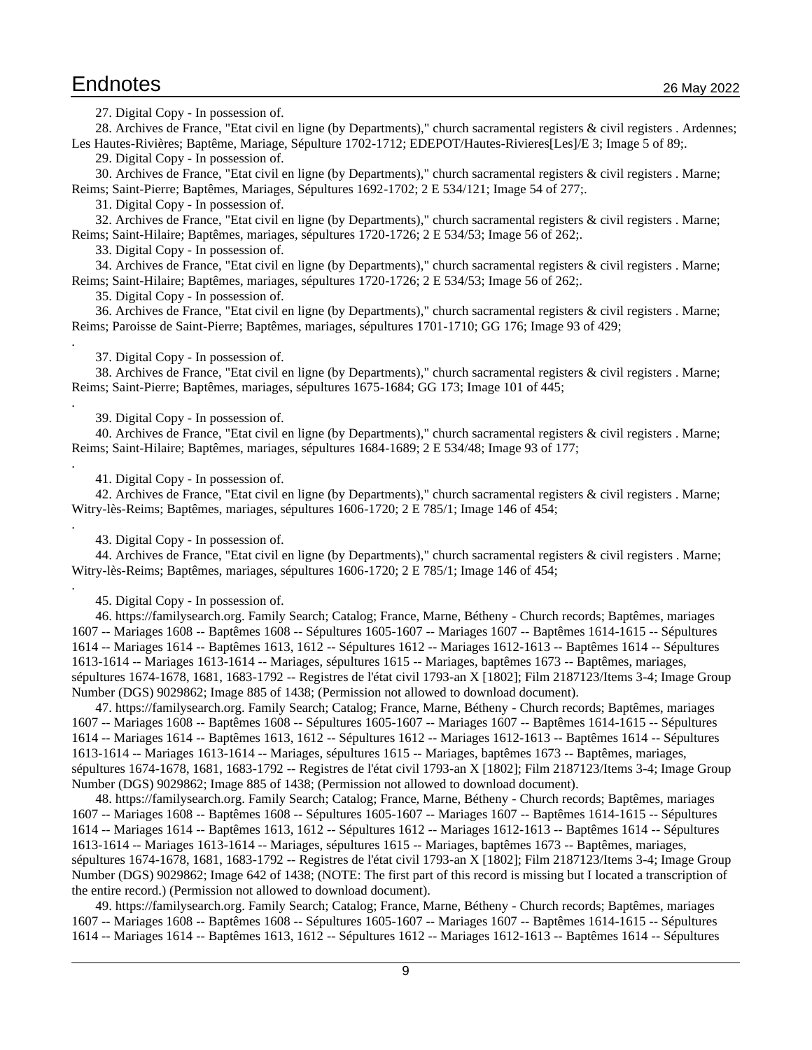27. Digital Copy - In possession of.

28. Archives de France, "Etat civil en ligne (by Departments)," church sacramental registers & civil registers . Ardennes; Les Hautes-Rivières; Baptême, Mariage, Sépulture 1702-1712; EDEPOT/Hautes-Rivieres[Les]/E 3; Image 5 of 89;.

29. Digital Copy - In possession of.

30. Archives de France, "Etat civil en ligne (by Departments)," church sacramental registers & civil registers . Marne; Reims; Saint-Pierre; Baptêmes, Mariages, Sépultures 1692-1702; 2 E 534/121; Image 54 of 277;.

31. Digital Copy - In possession of.

32. Archives de France, "Etat civil en ligne (by Departments)," church sacramental registers & civil registers . Marne; Reims; Saint-Hilaire; Baptêmes, mariages, sépultures 1720-1726; 2 E 534/53; Image 56 of 262;.

33. Digital Copy - In possession of.

34. Archives de France, "Etat civil en ligne (by Departments)," church sacramental registers & civil registers . Marne; Reims; Saint-Hilaire; Baptêmes, mariages, sépultures 1720-1726; 2 E 534/53; Image 56 of 262;.

35. Digital Copy - In possession of.

36. Archives de France, "Etat civil en ligne (by Departments)," church sacramental registers & civil registers . Marne; Reims; Paroisse de Saint-Pierre; Baptêmes, mariages, sépultures 1701-1710; GG 176; Image 93 of 429;

.

37. Digital Copy - In possession of.

38. Archives de France, "Etat civil en ligne (by Departments)," church sacramental registers & civil registers . Marne; Reims; Saint-Pierre; Baptêmes, mariages, sépultures 1675-1684; GG 173; Image 101 of 445;

.

39. Digital Copy - In possession of.

40. Archives de France, "Etat civil en ligne (by Departments)," church sacramental registers & civil registers . Marne; Reims; Saint-Hilaire; Baptêmes, mariages, sépultures 1684-1689; 2 E 534/48; Image 93 of 177;

.

41. Digital Copy - In possession of.

42. Archives de France, "Etat civil en ligne (by Departments)," church sacramental registers & civil registers . Marne; Witry-lès-Reims; Baptêmes, mariages, sépultures 1606-1720; 2 E 785/1; Image 146 of 454;

.

43. Digital Copy - In possession of.

44. Archives de France, "Etat civil en ligne (by Departments)," church sacramental registers & civil registers . Marne; Witry-lès-Reims; Baptêmes, mariages, sépultures 1606-1720; 2 E 785/1; Image 146 of 454;

.

45. Digital Copy - In possession of.

46. https://familysearch.org. Family Search; Catalog; France, Marne, Bétheny - Church records; Baptêmes, mariages 1607 -- Mariages 1608 -- Baptêmes 1608 -- Sépultures 1605-1607 -- Mariages 1607 -- Baptêmes 1614-1615 -- Sépultures 1614 -- Mariages 1614 -- Baptêmes 1613, 1612 -- Sépultures 1612 -- Mariages 1612-1613 -- Baptêmes 1614 -- Sépultures 1613-1614 -- Mariages 1613-1614 -- Mariages, sépultures 1615 -- Mariages, baptêmes 1673 -- Baptêmes, mariages, sépultures 1674-1678, 1681, 1683-1792 -- Registres de l'état civil 1793-an X [1802]; Film 2187123/Items 3-4; Image Group Number (DGS) 9029862; Image 885 of 1438; (Permission not allowed to download document).

47. https://familysearch.org. Family Search; Catalog; France, Marne, Bétheny - Church records; Baptêmes, mariages 1607 -- Mariages 1608 -- Baptêmes 1608 -- Sépultures 1605-1607 -- Mariages 1607 -- Baptêmes 1614-1615 -- Sépultures 1614 -- Mariages 1614 -- Baptêmes 1613, 1612 -- Sépultures 1612 -- Mariages 1612-1613 -- Baptêmes 1614 -- Sépultures 1613-1614 -- Mariages 1613-1614 -- Mariages, sépultures 1615 -- Mariages, baptêmes 1673 -- Baptêmes, mariages, sépultures 1674-1678, 1681, 1683-1792 -- Registres de l'état civil 1793-an X [1802]; Film 2187123/Items 3-4; Image Group Number (DGS) 9029862; Image 885 of 1438; (Permission not allowed to download document).

48. https://familysearch.org. Family Search; Catalog; France, Marne, Bétheny - Church records; Baptêmes, mariages 1607 -- Mariages 1608 -- Baptêmes 1608 -- Sépultures 1605-1607 -- Mariages 1607 -- Baptêmes 1614-1615 -- Sépultures 1614 -- Mariages 1614 -- Baptêmes 1613, 1612 -- Sépultures 1612 -- Mariages 1612-1613 -- Baptêmes 1614 -- Sépultures 1613-1614 -- Mariages 1613-1614 -- Mariages, sépultures 1615 -- Mariages, baptêmes 1673 -- Baptêmes, mariages, sépultures 1674-1678, 1681, 1683-1792 -- Registres de l'état civil 1793-an X [1802]; Film 2187123/Items 3-4; Image Group Number (DGS) 9029862; Image 642 of 1438; (NOTE: The first part of this record is missing but I located a transcription of the entire record.) (Permission not allowed to download document).

49. https://familysearch.org. Family Search; Catalog; France, Marne, Bétheny - Church records; Baptêmes, mariages 1607 -- Mariages 1608 -- Baptêmes 1608 -- Sépultures 1605-1607 -- Mariages 1607 -- Baptêmes 1614-1615 -- Sépultures 1614 -- Mariages 1614 -- Baptêmes 1613, 1612 -- Sépultures 1612 -- Mariages 1612-1613 -- Baptêmes 1614 -- Sépultures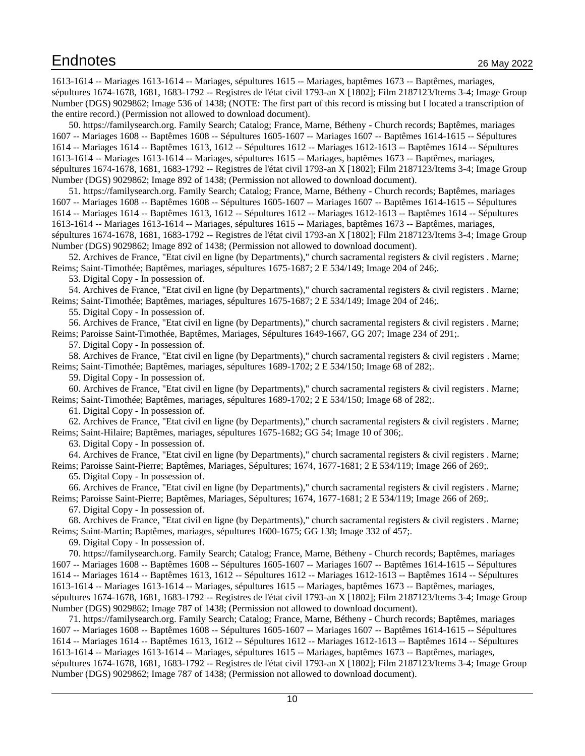1613-1614 -- Mariages 1613-1614 -- Mariages, sépultures 1615 -- Mariages, baptêmes 1673 -- Baptêmes, mariages, sépultures 1674-1678, 1681, 1683-1792 -- Registres de l'état civil 1793-an X [1802]; Film 2187123/Items 3-4; Image Group Number (DGS) 9029862; Image 536 of 1438; (NOTE: The first part of this record is missing but I located a transcription of the entire record.) (Permission not allowed to download document).

50. https://familysearch.org. Family Search; Catalog; France, Marne, Bétheny - Church records; Baptêmes, mariages 1607 -- Mariages 1608 -- Baptêmes 1608 -- Sépultures 1605-1607 -- Mariages 1607 -- Baptêmes 1614-1615 -- Sépultures 1614 -- Mariages 1614 -- Baptêmes 1613, 1612 -- Sépultures 1612 -- Mariages 1612-1613 -- Baptêmes 1614 -- Sépultures 1613-1614 -- Mariages 1613-1614 -- Mariages, sépultures 1615 -- Mariages, baptêmes 1673 -- Baptêmes, mariages, sépultures 1674-1678, 1681, 1683-1792 -- Registres de l'état civil 1793-an X [1802]; Film 2187123/Items 3-4; Image Group Number (DGS) 9029862; Image 892 of 1438; (Permission not allowed to download document).

51. https://familysearch.org. Family Search; Catalog; France, Marne, Bétheny - Church records; Baptêmes, mariages 1607 -- Mariages 1608 -- Baptêmes 1608 -- Sépultures 1605-1607 -- Mariages 1607 -- Baptêmes 1614-1615 -- Sépultures 1614 -- Mariages 1614 -- Baptêmes 1613, 1612 -- Sépultures 1612 -- Mariages 1612-1613 -- Baptêmes 1614 -- Sépultures 1613-1614 -- Mariages 1613-1614 -- Mariages, sépultures 1615 -- Mariages, baptêmes 1673 -- Baptêmes, mariages, sépultures 1674-1678, 1681, 1683-1792 -- Registres de l'état civil 1793-an X [1802]; Film 2187123/Items 3-4; Image Group Number (DGS) 9029862; Image 892 of 1438; (Permission not allowed to download document).

52. Archives de France, "Etat civil en ligne (by Departments)," church sacramental registers & civil registers . Marne; Reims; Saint-Timothée; Baptêmes, mariages, sépultures 1675-1687; 2 E 534/149; Image 204 of 246;.

53. Digital Copy - In possession of.

54. Archives de France, "Etat civil en ligne (by Departments)," church sacramental registers & civil registers . Marne; Reims; Saint-Timothée; Baptêmes, mariages, sépultures 1675-1687; 2 E 534/149; Image 204 of 246;.

55. Digital Copy - In possession of.

56. Archives de France, "Etat civil en ligne (by Departments)," church sacramental registers & civil registers . Marne; Reims; Paroisse Saint-Timothée, Baptêmes, Mariages, Sépultures 1649-1667, GG 207; Image 234 of 291;.

57. Digital Copy - In possession of.

58. Archives de France, "Etat civil en ligne (by Departments)," church sacramental registers & civil registers . Marne; Reims; Saint-Timothée; Baptêmes, mariages, sépultures 1689-1702; 2 E 534/150; Image 68 of 282;.

59. Digital Copy - In possession of.

60. Archives de France, "Etat civil en ligne (by Departments)," church sacramental registers & civil registers . Marne; Reims; Saint-Timothée; Baptêmes, mariages, sépultures 1689-1702; 2 E 534/150; Image 68 of 282;.

61. Digital Copy - In possession of.

62. Archives de France, "Etat civil en ligne (by Departments)," church sacramental registers & civil registers . Marne; Reims; Saint-Hilaire; Baptêmes, mariages, sépultures 1675-1682; GG 54; Image 10 of 306;.

63. Digital Copy - In possession of.

64. Archives de France, "Etat civil en ligne (by Departments)," church sacramental registers & civil registers . Marne; Reims; Paroisse Saint-Pierre; Baptêmes, Mariages, Sépultures; 1674, 1677-1681; 2 E 534/119; Image 266 of 269;.

65. Digital Copy - In possession of.

66. Archives de France, "Etat civil en ligne (by Departments)," church sacramental registers & civil registers . Marne; Reims; Paroisse Saint-Pierre; Baptêmes, Mariages, Sépultures; 1674, 1677-1681; 2 E 534/119; Image 266 of 269;.

67. Digital Copy - In possession of.

68. Archives de France, "Etat civil en ligne (by Departments)," church sacramental registers & civil registers . Marne; Reims; Saint-Martin; Baptêmes, mariages, sépultures 1600-1675; GG 138; Image 332 of 457;.

69. Digital Copy - In possession of.

70. https://familysearch.org. Family Search; Catalog; France, Marne, Bétheny - Church records; Baptêmes, mariages 1607 -- Mariages 1608 -- Baptêmes 1608 -- Sépultures 1605-1607 -- Mariages 1607 -- Baptêmes 1614-1615 -- Sépultures 1614 -- Mariages 1614 -- Baptêmes 1613, 1612 -- Sépultures 1612 -- Mariages 1612-1613 -- Baptêmes 1614 -- Sépultures 1613-1614 -- Mariages 1613-1614 -- Mariages, sépultures 1615 -- Mariages, baptêmes 1673 -- Baptêmes, mariages, sépultures 1674-1678, 1681, 1683-1792 -- Registres de l'état civil 1793-an X [1802]; Film 2187123/Items 3-4; Image Group Number (DGS) 9029862; Image 787 of 1438; (Permission not allowed to download document).

71. https://familysearch.org. Family Search; Catalog; France, Marne, Bétheny - Church records; Baptêmes, mariages 1607 -- Mariages 1608 -- Baptêmes 1608 -- Sépultures 1605-1607 -- Mariages 1607 -- Baptêmes 1614-1615 -- Sépultures 1614 -- Mariages 1614 -- Baptêmes 1613, 1612 -- Sépultures 1612 -- Mariages 1612-1613 -- Baptêmes 1614 -- Sépultures 1613-1614 -- Mariages 1613-1614 -- Mariages, sépultures 1615 -- Mariages, baptêmes 1673 -- Baptêmes, mariages, sépultures 1674-1678, 1681, 1683-1792 -- Registres de l'état civil 1793-an X [1802]; Film 2187123/Items 3-4; Image Group Number (DGS) 9029862; Image 787 of 1438; (Permission not allowed to download document).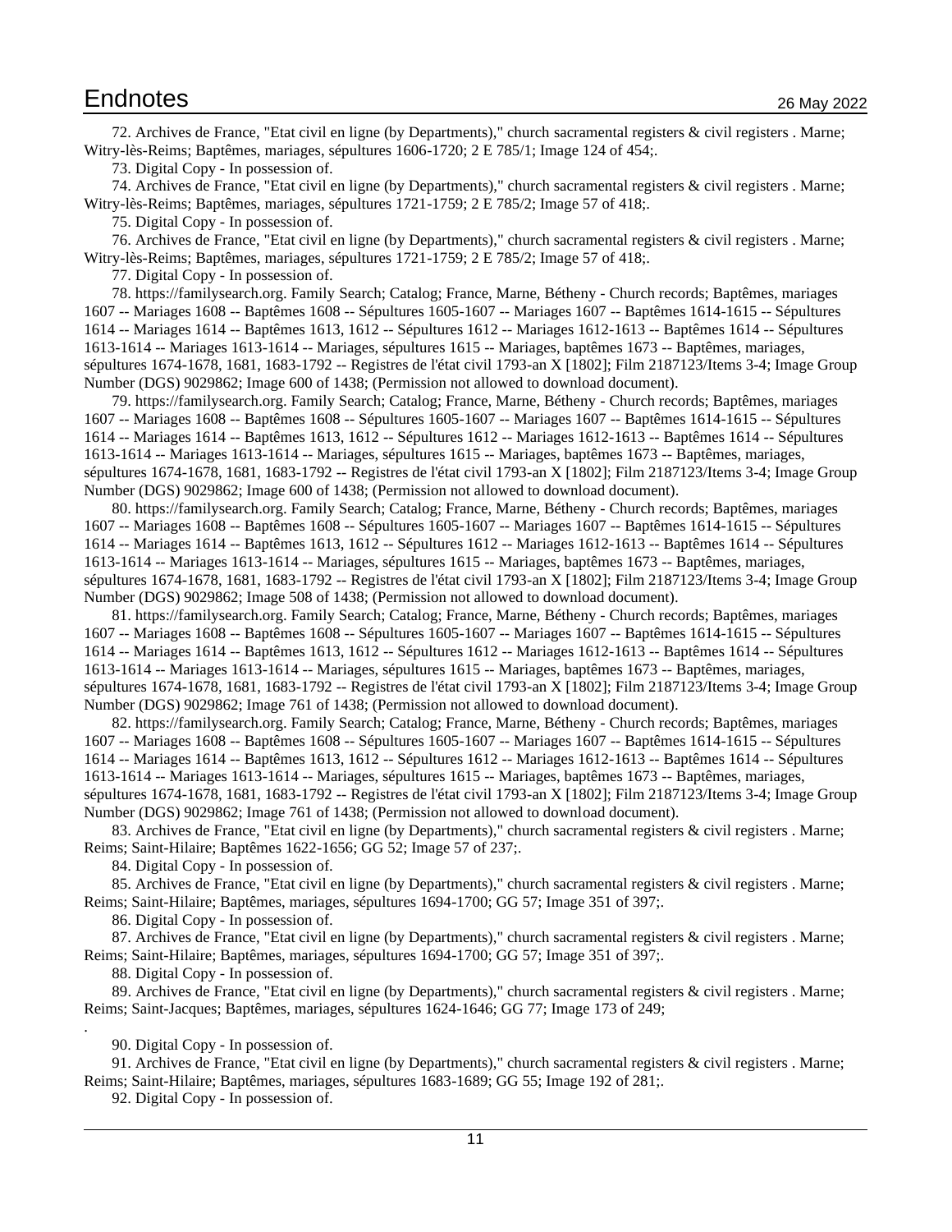# Endnotes

72. Archives de France, "Etat civil en ligne (by Departments)," church sacramental registers & civil registers . Marne; Witry-lès-Reims; Baptêmes, mariages, sépultures 1606-1720; 2 E 785/1; Image 124 of 454;.

73. Digital Copy - In possession of.

74. Archives de France, "Etat civil en ligne (by Departments)," church sacramental registers & civil registers . Marne; Witry-lès-Reims; Baptêmes, mariages, sépultures 1721-1759; 2 E 785/2; Image 57 of 418;.

75. Digital Copy - In possession of.

76. Archives de France, "Etat civil en ligne (by Departments)," church sacramental registers & civil registers . Marne; Witry-lès-Reims; Baptêmes, mariages, sépultures 1721-1759; 2 E 785/2; Image 57 of 418;.

77. Digital Copy - In possession of.

78. https://familysearch.org. Family Search; Catalog; France, Marne, Bétheny - Church records; Baptêmes, mariages 1607 -- Mariages 1608 -- Baptêmes 1608 -- Sépultures 1605-1607 -- Mariages 1607 -- Baptêmes 1614-1615 -- Sépultures 1614 -- Mariages 1614 -- Baptêmes 1613, 1612 -- Sépultures 1612 -- Mariages 1612-1613 -- Baptêmes 1614 -- Sépultures 1613-1614 -- Mariages 1613-1614 -- Mariages, sépultures 1615 -- Mariages, baptêmes 1673 -- Baptêmes, mariages, sépultures 1674-1678, 1681, 1683-1792 -- Registres de l'état civil 1793-an X [1802]; Film 2187123/Items 3-4; Image Group Number (DGS) 9029862; Image 600 of 1438; (Permission not allowed to download document).

79. https://familysearch.org. Family Search; Catalog; France, Marne, Bétheny - Church records; Baptêmes, mariages 1607 -- Mariages 1608 -- Baptêmes 1608 -- Sépultures 1605-1607 -- Mariages 1607 -- Baptêmes 1614-1615 -- Sépultures 1614 -- Mariages 1614 -- Baptêmes 1613, 1612 -- Sépultures 1612 -- Mariages 1612-1613 -- Baptêmes 1614 -- Sépultures 1613-1614 -- Mariages 1613-1614 -- Mariages, sépultures 1615 -- Mariages, baptêmes 1673 -- Baptêmes, mariages, sépultures 1674-1678, 1681, 1683-1792 -- Registres de l'état civil 1793-an X [1802]; Film 2187123/Items 3-4; Image Group Number (DGS) 9029862; Image 600 of 1438; (Permission not allowed to download document).

80. https://familysearch.org. Family Search; Catalog; France, Marne, Bétheny - Church records; Baptêmes, mariages 1607 -- Mariages 1608 -- Baptêmes 1608 -- Sépultures 1605-1607 -- Mariages 1607 -- Baptêmes 1614-1615 -- Sépultures 1614 -- Mariages 1614 -- Baptêmes 1613, 1612 -- Sépultures 1612 -- Mariages 1612-1613 -- Baptêmes 1614 -- Sépultures 1613-1614 -- Mariages 1613-1614 -- Mariages, sépultures 1615 -- Mariages, baptêmes 1673 -- Baptêmes, mariages, sépultures 1674-1678, 1681, 1683-1792 -- Registres de l'état civil 1793-an X [1802]; Film 2187123/Items 3-4; Image Group Number (DGS) 9029862; Image 508 of 1438; (Permission not allowed to download document).

81. https://familysearch.org. Family Search; Catalog; France, Marne, Bétheny - Church records; Baptêmes, mariages 1607 -- Mariages 1608 -- Baptêmes 1608 -- Sépultures 1605-1607 -- Mariages 1607 -- Baptêmes 1614-1615 -- Sépultures 1614 -- Mariages 1614 -- Baptêmes 1613, 1612 -- Sépultures 1612 -- Mariages 1612-1613 -- Baptêmes 1614 -- Sépultures 1613-1614 -- Mariages 1613-1614 -- Mariages, sépultures 1615 -- Mariages, baptêmes 1673 -- Baptêmes, mariages, sépultures 1674-1678, 1681, 1683-1792 -- Registres de l'état civil 1793-an X [1802]; Film 2187123/Items 3-4; Image Group Number (DGS) 9029862; Image 761 of 1438; (Permission not allowed to download document).

82. https://familysearch.org. Family Search; Catalog; France, Marne, Bétheny - Church records; Baptêmes, mariages 1607 -- Mariages 1608 -- Baptêmes 1608 -- Sépultures 1605-1607 -- Mariages 1607 -- Baptêmes 1614-1615 -- Sépultures 1614 -- Mariages 1614 -- Baptêmes 1613, 1612 -- Sépultures 1612 -- Mariages 1612-1613 -- Baptêmes 1614 -- Sépultures 1613-1614 -- Mariages 1613-1614 -- Mariages, sépultures 1615 -- Mariages, baptêmes 1673 -- Baptêmes, mariages, sépultures 1674-1678, 1681, 1683-1792 -- Registres de l'état civil 1793-an X [1802]; Film 2187123/Items 3-4; Image Group Number (DGS) 9029862; Image 761 of 1438; (Permission not allowed to download document).

83. Archives de France, "Etat civil en ligne (by Departments)," church sacramental registers & civil registers . Marne; Reims; Saint-Hilaire; Baptêmes 1622-1656; GG 52; Image 57 of 237;.

84. Digital Copy - In possession of.

85. Archives de France, "Etat civil en ligne (by Departments)," church sacramental registers & civil registers . Marne; Reims; Saint-Hilaire; Baptêmes, mariages, sépultures 1694-1700; GG 57; Image 351 of 397;.

86. Digital Copy - In possession of.

87. Archives de France, "Etat civil en ligne (by Departments)," church sacramental registers & civil registers . Marne; Reims; Saint-Hilaire; Baptêmes, mariages, sépultures 1694-1700; GG 57; Image 351 of 397;.

88. Digital Copy - In possession of.

89. Archives de France, "Etat civil en ligne (by Departments)," church sacramental registers & civil registers . Marne; Reims; Saint-Jacques; Baptêmes, mariages, sépultures 1624-1646; GG 77; Image 173 of 249;
.

90. Digital Copy - In possession of.

91. Archives de France, "Etat civil en ligne (by Departments)," church sacramental registers & civil registers . Marne; Reims; Saint-Hilaire; Baptêmes, mariages, sépultures 1683-1689; GG 55; Image 192 of 281;.

92. Digital Copy - In possession of.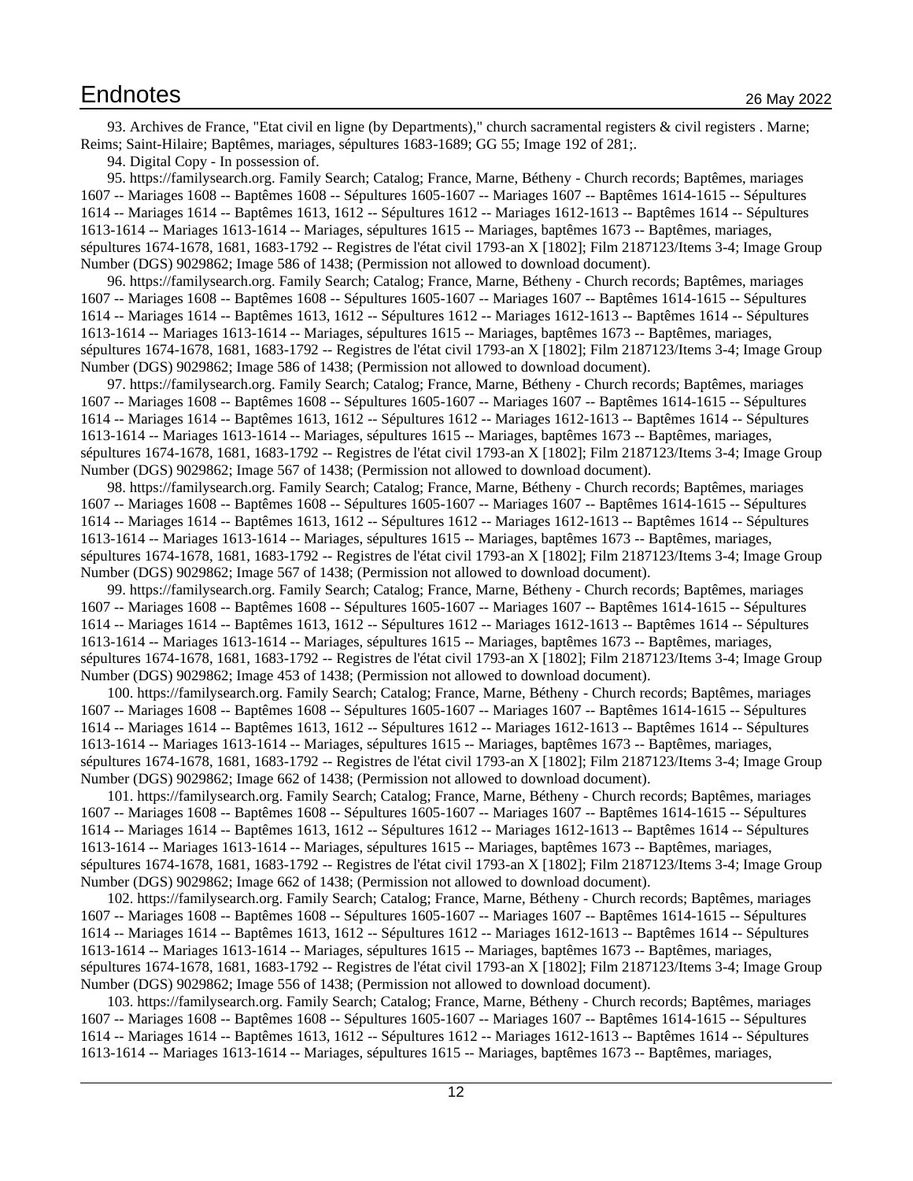93. Archives de France, "Etat civil en ligne (by Departments)," church sacramental registers & civil registers . Marne; Reims; Saint-Hilaire; Baptêmes, mariages, sépultures 1683-1689; GG 55; Image 192 of 281;.

94. Digital Copy - In possession of.

95. https://familysearch.org. Family Search; Catalog; France, Marne, Bétheny - Church records; Baptêmes, mariages 1607 -- Mariages 1608 -- Baptêmes 1608 -- Sépultures 1605-1607 -- Mariages 1607 -- Baptêmes 1614-1615 -- Sépultures 1614 -- Mariages 1614 -- Baptêmes 1613, 1612 -- Sépultures 1612 -- Mariages 1612-1613 -- Baptêmes 1614 -- Sépultures 1613-1614 -- Mariages 1613-1614 -- Mariages, sépultures 1615 -- Mariages, baptêmes 1673 -- Baptêmes, mariages, sépultures 1674-1678, 1681, 1683-1792 -- Registres de l'état civil 1793-an X [1802]; Film 2187123/Items 3-4; Image Group Number (DGS) 9029862; Image 586 of 1438; (Permission not allowed to download document).

96. https://familysearch.org. Family Search; Catalog; France, Marne, Bétheny - Church records; Baptêmes, mariages 1607 -- Mariages 1608 -- Baptêmes 1608 -- Sépultures 1605-1607 -- Mariages 1607 -- Baptêmes 1614-1615 -- Sépultures 1614 -- Mariages 1614 -- Baptêmes 1613, 1612 -- Sépultures 1612 -- Mariages 1612-1613 -- Baptêmes 1614 -- Sépultures 1613-1614 -- Mariages 1613-1614 -- Mariages, sépultures 1615 -- Mariages, baptêmes 1673 -- Baptêmes, mariages, sépultures 1674-1678, 1681, 1683-1792 -- Registres de l'état civil 1793-an X [1802]; Film 2187123/Items 3-4; Image Group Number (DGS) 9029862; Image 586 of 1438; (Permission not allowed to download document).

97. https://familysearch.org. Family Search; Catalog; France, Marne, Bétheny - Church records; Baptêmes, mariages 1607 -- Mariages 1608 -- Baptêmes 1608 -- Sépultures 1605-1607 -- Mariages 1607 -- Baptêmes 1614-1615 -- Sépultures 1614 -- Mariages 1614 -- Baptêmes 1613, 1612 -- Sépultures 1612 -- Mariages 1612-1613 -- Baptêmes 1614 -- Sépultures 1613-1614 -- Mariages 1613-1614 -- Mariages, sépultures 1615 -- Mariages, baptêmes 1673 -- Baptêmes, mariages, sépultures 1674-1678, 1681, 1683-1792 -- Registres de l'état civil 1793-an X [1802]; Film 2187123/Items 3-4; Image Group Number (DGS) 9029862; Image 567 of 1438; (Permission not allowed to download document).

98. https://familysearch.org. Family Search; Catalog; France, Marne, Bétheny - Church records; Baptêmes, mariages 1607 -- Mariages 1608 -- Baptêmes 1608 -- Sépultures 1605-1607 -- Mariages 1607 -- Baptêmes 1614-1615 -- Sépultures 1614 -- Mariages 1614 -- Baptêmes 1613, 1612 -- Sépultures 1612 -- Mariages 1612-1613 -- Baptêmes 1614 -- Sépultures 1613-1614 -- Mariages 1613-1614 -- Mariages, sépultures 1615 -- Mariages, baptêmes 1673 -- Baptêmes, mariages, sépultures 1674-1678, 1681, 1683-1792 -- Registres de l'état civil 1793-an X [1802]; Film 2187123/Items 3-4; Image Group Number (DGS) 9029862; Image 567 of 1438; (Permission not allowed to download document).

99. https://familysearch.org. Family Search; Catalog; France, Marne, Bétheny - Church records; Baptêmes, mariages 1607 -- Mariages 1608 -- Baptêmes 1608 -- Sépultures 1605-1607 -- Mariages 1607 -- Baptêmes 1614-1615 -- Sépultures 1614 -- Mariages 1614 -- Baptêmes 1613, 1612 -- Sépultures 1612 -- Mariages 1612-1613 -- Baptêmes 1614 -- Sépultures 1613-1614 -- Mariages 1613-1614 -- Mariages, sépultures 1615 -- Mariages, baptêmes 1673 -- Baptêmes, mariages, sépultures 1674-1678, 1681, 1683-1792 -- Registres de l'état civil 1793-an X [1802]; Film 2187123/Items 3-4; Image Group Number (DGS) 9029862; Image 453 of 1438; (Permission not allowed to download document).

100. https://familysearch.org. Family Search; Catalog; France, Marne, Bétheny - Church records; Baptêmes, mariages 1607 -- Mariages 1608 -- Baptêmes 1608 -- Sépultures 1605-1607 -- Mariages 1607 -- Baptêmes 1614-1615 -- Sépultures 1614 -- Mariages 1614 -- Baptêmes 1613, 1612 -- Sépultures 1612 -- Mariages 1612-1613 -- Baptêmes 1614 -- Sépultures 1613-1614 -- Mariages 1613-1614 -- Mariages, sépultures 1615 -- Mariages, baptêmes 1673 -- Baptêmes, mariages, sépultures 1674-1678, 1681, 1683-1792 -- Registres de l'état civil 1793-an X [1802]; Film 2187123/Items 3-4; Image Group Number (DGS) 9029862; Image 662 of 1438; (Permission not allowed to download document).

101. https://familysearch.org. Family Search; Catalog; France, Marne, Bétheny - Church records; Baptêmes, mariages 1607 -- Mariages 1608 -- Baptêmes 1608 -- Sépultures 1605-1607 -- Mariages 1607 -- Baptêmes 1614-1615 -- Sépultures 1614 -- Mariages 1614 -- Baptêmes 1613, 1612 -- Sépultures 1612 -- Mariages 1612-1613 -- Baptêmes 1614 -- Sépultures 1613-1614 -- Mariages 1613-1614 -- Mariages, sépultures 1615 -- Mariages, baptêmes 1673 -- Baptêmes, mariages, sépultures 1674-1678, 1681, 1683-1792 -- Registres de l'état civil 1793-an X [1802]; Film 2187123/Items 3-4; Image Group Number (DGS) 9029862; Image 662 of 1438; (Permission not allowed to download document).

102. https://familysearch.org. Family Search; Catalog; France, Marne, Bétheny - Church records; Baptêmes, mariages 1607 -- Mariages 1608 -- Baptêmes 1608 -- Sépultures 1605-1607 -- Mariages 1607 -- Baptêmes 1614-1615 -- Sépultures 1614 -- Mariages 1614 -- Baptêmes 1613, 1612 -- Sépultures 1612 -- Mariages 1612-1613 -- Baptêmes 1614 -- Sépultures 1613-1614 -- Mariages 1613-1614 -- Mariages, sépultures 1615 -- Mariages, baptêmes 1673 -- Baptêmes, mariages, sépultures 1674-1678, 1681, 1683-1792 -- Registres de l'état civil 1793-an X [1802]; Film 2187123/Items 3-4; Image Group Number (DGS) 9029862; Image 556 of 1438; (Permission not allowed to download document).

103. https://familysearch.org. Family Search; Catalog; France, Marne, Bétheny - Church records; Baptêmes, mariages 1607 -- Mariages 1608 -- Baptêmes 1608 -- Sépultures 1605-1607 -- Mariages 1607 -- Baptêmes 1614-1615 -- Sépultures 1614 -- Mariages 1614 -- Baptêmes 1613, 1612 -- Sépultures 1612 -- Mariages 1612-1613 -- Baptêmes 1614 -- Sépultures 1613-1614 -- Mariages 1613-1614 -- Mariages, sépultures 1615 -- Mariages, baptêmes 1673 -- Baptêmes, mariages,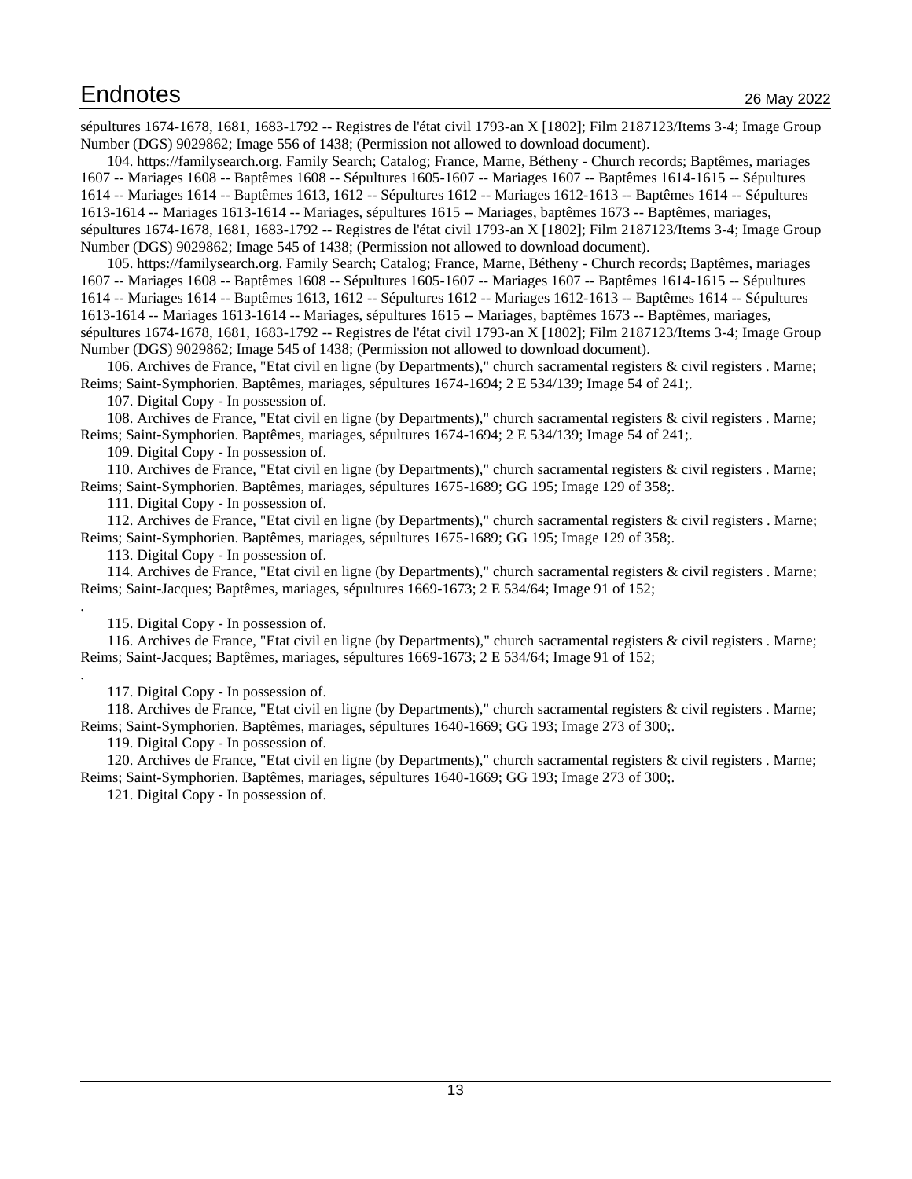sépultures 1674-1678, 1681, 1683-1792 -- Registres de l'état civil 1793-an X [1802]; Film 2187123/Items 3-4; Image Group Number (DGS) 9029862; Image 556 of 1438; (Permission not allowed to download document).

104. https://familysearch.org. Family Search; Catalog; France, Marne, Bétheny - Church records; Baptêmes, mariages 1607 -- Mariages 1608 -- Baptêmes 1608 -- Sépultures 1605-1607 -- Mariages 1607 -- Baptêmes 1614-1615 -- Sépultures 1614 -- Mariages 1614 -- Baptêmes 1613, 1612 -- Sépultures 1612 -- Mariages 1612-1613 -- Baptêmes 1614 -- Sépultures 1613-1614 -- Mariages 1613-1614 -- Mariages, sépultures 1615 -- Mariages, baptêmes 1673 -- Baptêmes, mariages, sépultures 1674-1678, 1681, 1683-1792 -- Registres de l'état civil 1793-an X [1802]; Film 2187123/Items 3-4; Image Group Number (DGS) 9029862; Image 545 of 1438; (Permission not allowed to download document).

105. https://familysearch.org. Family Search; Catalog; France, Marne, Bétheny - Church records; Baptêmes, mariages 1607 -- Mariages 1608 -- Baptêmes 1608 -- Sépultures 1605-1607 -- Mariages 1607 -- Baptêmes 1614-1615 -- Sépultures 1614 -- Mariages 1614 -- Baptêmes 1613, 1612 -- Sépultures 1612 -- Mariages 1612-1613 -- Baptêmes 1614 -- Sépultures 1613-1614 -- Mariages 1613-1614 -- Mariages, sépultures 1615 -- Mariages, baptêmes 1673 -- Baptêmes, mariages, sépultures 1674-1678, 1681, 1683-1792 -- Registres de l'état civil 1793-an X [1802]; Film 2187123/Items 3-4; Image Group Number (DGS) 9029862; Image 545 of 1438; (Permission not allowed to download document).

106. Archives de France, "Etat civil en ligne (by Departments)," church sacramental registers & civil registers . Marne; Reims; Saint-Symphorien. Baptêmes, mariages, sépultures 1674-1694; 2 E 534/139; Image 54 of 241;.

107. Digital Copy - In possession of.

108. Archives de France, "Etat civil en ligne (by Departments)," church sacramental registers & civil registers . Marne; Reims; Saint-Symphorien. Baptêmes, mariages, sépultures 1674-1694; 2 E 534/139; Image 54 of 241;.

109. Digital Copy - In possession of.

110. Archives de France, "Etat civil en ligne (by Departments)," church sacramental registers & civil registers . Marne; Reims; Saint-Symphorien. Baptêmes, mariages, sépultures 1675-1689; GG 195; Image 129 of 358;.

111. Digital Copy - In possession of.

112. Archives de France, "Etat civil en ligne (by Departments)," church sacramental registers & civil registers . Marne; Reims; Saint-Symphorien. Baptêmes, mariages, sépultures 1675-1689; GG 195; Image 129 of 358;.

113. Digital Copy - In possession of.

114. Archives de France, "Etat civil en ligne (by Departments)," church sacramental registers & civil registers . Marne; Reims; Saint-Jacques; Baptêmes, mariages, sépultures 1669-1673; 2 E 534/64; Image 91 of 152;

.

115. Digital Copy - In possession of.

116. Archives de France, "Etat civil en ligne (by Departments)," church sacramental registers & civil registers . Marne; Reims; Saint-Jacques; Baptêmes, mariages, sépultures 1669-1673; 2 E 534/64; Image 91 of 152;

.

117. Digital Copy - In possession of.

118. Archives de France, "Etat civil en ligne (by Departments)," church sacramental registers & civil registers . Marne; Reims; Saint-Symphorien. Baptêmes, mariages, sépultures 1640-1669; GG 193; Image 273 of 300;.

119. Digital Copy - In possession of.

120. Archives de France, "Etat civil en ligne (by Departments)," church sacramental registers & civil registers . Marne; Reims; Saint-Symphorien. Baptêmes, mariages, sépultures 1640-1669; GG 193; Image 273 of 300;.

121. Digital Copy - In possession of.